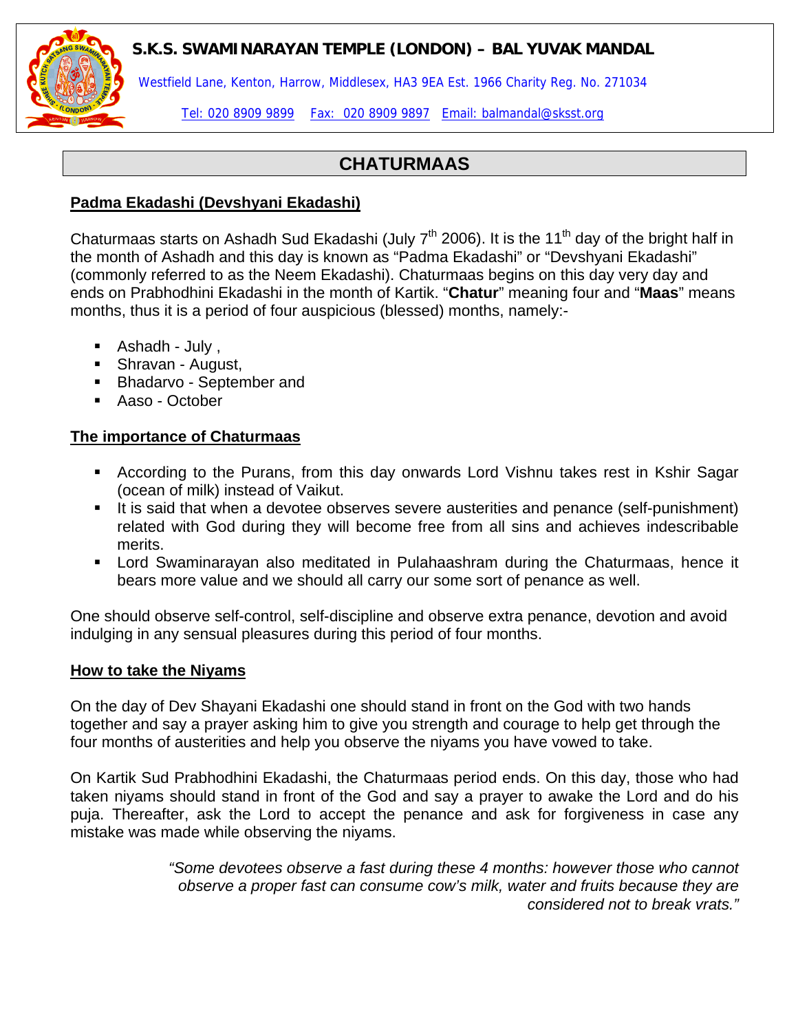**S.K.S. SWAMI NARAYAN TEMPLE (LONDON) – BAL YUVAK MANDAL**

Westfield Lane, Kenton, Harrow, Middlesex, HA3 9EA Est. 1966 Charity Reg. No. 271034

Tel: 020 8909 9899 Fax: 020 8909 9897 Email: balmandal@sksst.org

# CHATURMAAS

## Padma Ekadashi (Devshyani Ekadashi)

Chaturmaas starts on Ashadh Sud Ekadashi (July 7th 2006). It is the 11th day of the bright half in the month of Ashadh and this day is known as "Padma Ekadashi" or "Devshyani Ekadashi" (commonly referred to as the Neem Ekadashi). Chaturmaas begins on this day very day and ends on Prabhodhini Ekadashi in the month of Kartik. "**Chatur**" meaning four and "**Maas**" means months, thus it is a period of four auspicious (blessed) months, namely:-

- Ashadh - July ,
- Shravan - August,
- Bhadarvo - September and
- Aaso - October

## The importance of Chaturmaas

- According to the Purans, from this day onwards Lord Vishnu takes rest in Kshir Sagar (ocean of milk) instead of Vaikut.
- It is said that when a devotee observes severe austerities and penance (self-punishment) related with God during they will become free from all sins and achieves indescribable merits.
- Lord Swaminarayan also meditated in Pulahaashram during the Chaturmaas, hence it bears more value and we should all carry our some sort of penance as well.

One should observe self-control, self-discipline and observe extra penance, devotion and avoid indulging in any sensual pleasures during this period of four months.

## How to take the Niyams

On the day of Dev Shayani Ekadashi one should stand in front on the God with two hands together and say a prayer asking him to give you strength and courage to help get through the four months of austerities and help you observe the niyams you have vowed to take.

On Kartik Sud Prabhodhini Ekadashi, the Chaturmaas period ends. On this day, those who had taken niyams should stand in front of the God and say a prayer to awake the Lord and do his puja. Thereafter, ask the Lord to accept the penance and ask for forgiveness in case any mistake was made while observing the niyams.

*"Some devotees observe a fast during these 4 months: however those who cannot observe a proper fast can consume cow's milk, water and fruits because they are considered not to break vrats."*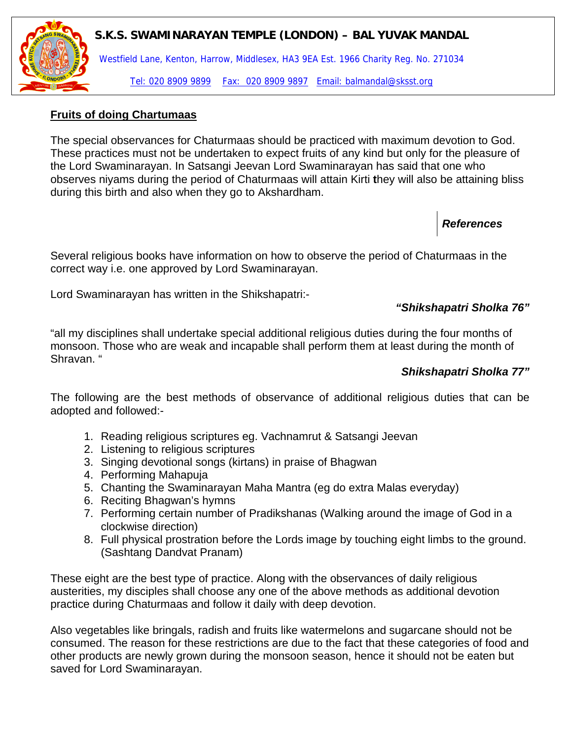**S.K.S. SWAMINARAYAN TEMPLE (LONDON) – BAL YUVAK MANDAL**

Westfield Lane, Kenton, Harrow, Middlesex, HA3 9EA Est. 1966 Charity Reg. No. 271034

Tel: 020 8909 9899  Fax: 020 8909 9897  Email: balmandal@sksst.org

**Fruits of doing Chartumaas**

The special observances for Chaturmaas should be practiced with maximum devotion to God. These practices must not be undertaken to expect fruits of any kind but only for the pleasure of the Lord Swaminarayan. In Satsangi Jeevan Lord Swaminarayan has said that one who observes niyams during the period of Chaturmaas will attain Kirti they will also be attaining bliss during this birth and also when they go to Akshardham.

***References***

Several religious books have information on how to observe the period of Chaturmaas in the correct way i.e. one approved by Lord Swaminarayan.

Lord Swaminarayan has written in the Shikshapatri:-

***"Shikshapatri Sholka 76"***

"all my disciplines shall undertake special additional religious duties during the four months of monsoon. Those who are weak and incapable shall perform them at least during the month of Shravan. "

***Shikshapatri Sholka 77"***

The following are the best methods of observance of additional religious duties that can be adopted and followed:-

1. Reading religious scriptures eg. Vachnamrut & Satsangi Jeevan
2. Listening to religious scriptures
3. Singing devotional songs (kirtans) in praise of Bhagwan
4. Performing Mahapuja
5. Chanting the Swaminarayan Maha Mantra (eg do extra Malas everyday)
6. Reciting Bhagwan's hymns
7. Performing certain number of Pradikshanas (Walking around the image of God in a clockwise direction)
8. Full physical prostration before the Lords image by touching eight limbs to the ground. (Sashtang Dandvat Pranam)

These eight are the best type of practice. Along with the observances of daily religious austerities, my disciples shall choose any one of the above methods as additional devotion practice during Chaturmaas and follow it daily with deep devotion.

Also vegetables like bringals, radish and fruits like watermelons and sugarcane should not be consumed. The reason for these restrictions are due to the fact that these categories of food and other products are newly grown during the monsoon season, hence it should not be eaten but saved for Lord Swaminarayan.